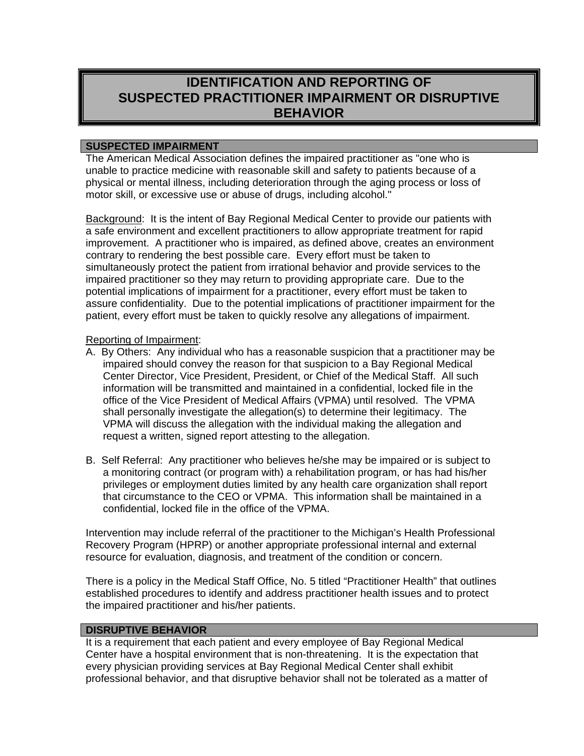# IDENTIFICATION AND REPORTING OF SUSPECTED PRACTITIONER IMPAIRMENT OR DISRUPTIVE BEHAVIOR

## SUSPECTED IMPAIRMENT

The American Medical Association defines the impaired practitioner as "one who is unable to practice medicine with reasonable skill and safety to patients because of a physical or mental illness, including deterioration through the aging process or loss of motor skill, or excessive use or abuse of drugs, including alcohol."

Background: It is the intent of Bay Regional Medical Center to provide our patients with a safe environment and excellent practitioners to allow appropriate treatment for rapid improvement. A practitioner who is impaired, as defined above, creates an environment contrary to rendering the best possible care. Every effort must be taken to simultaneously protect the patient from irrational behavior and provide services to the impaired practitioner so they may return to providing appropriate care. Due to the potential implications of impairment for a practitioner, every effort must be taken to assure confidentiality. Due to the potential implications of practitioner impairment for the patient, every effort must be taken to quickly resolve any allegations of impairment.

Reporting of Impairment:

A. By Others: Any individual who has a reasonable suspicion that a practitioner may be impaired should convey the reason for that suspicion to a Bay Regional Medical Center Director, Vice President, President, or Chief of the Medical Staff. All such information will be transmitted and maintained in a confidential, locked file in the office of the Vice President of Medical Affairs (VPMA) until resolved. The VPMA shall personally investigate the allegation(s) to determine their legitimacy. The VPMA will discuss the allegation with the individual making the allegation and request a written, signed report attesting to the allegation.

B. Self Referral: Any practitioner who believes he/she may be impaired or is subject to a monitoring contract (or program with) a rehabilitation program, or has had his/her privileges or employment duties limited by any health care organization shall report that circumstance to the CEO or VPMA. This information shall be maintained in a confidential, locked file in the office of the VPMA.

Intervention may include referral of the practitioner to the Michigan's Health Professional Recovery Program (HPRP) or another appropriate professional internal and external resource for evaluation, diagnosis, and treatment of the condition or concern.

There is a policy in the Medical Staff Office, No. 5 titled "Practitioner Health" that outlines established procedures to identify and address practitioner health issues and to protect the impaired practitioner and his/her patients.

## DISRUPTIVE BEHAVIOR

It is a requirement that each patient and every employee of Bay Regional Medical Center have a hospital environment that is non-threatening. It is the expectation that every physician providing services at Bay Regional Medical Center shall exhibit professional behavior, and that disruptive behavior shall not be tolerated as a matter of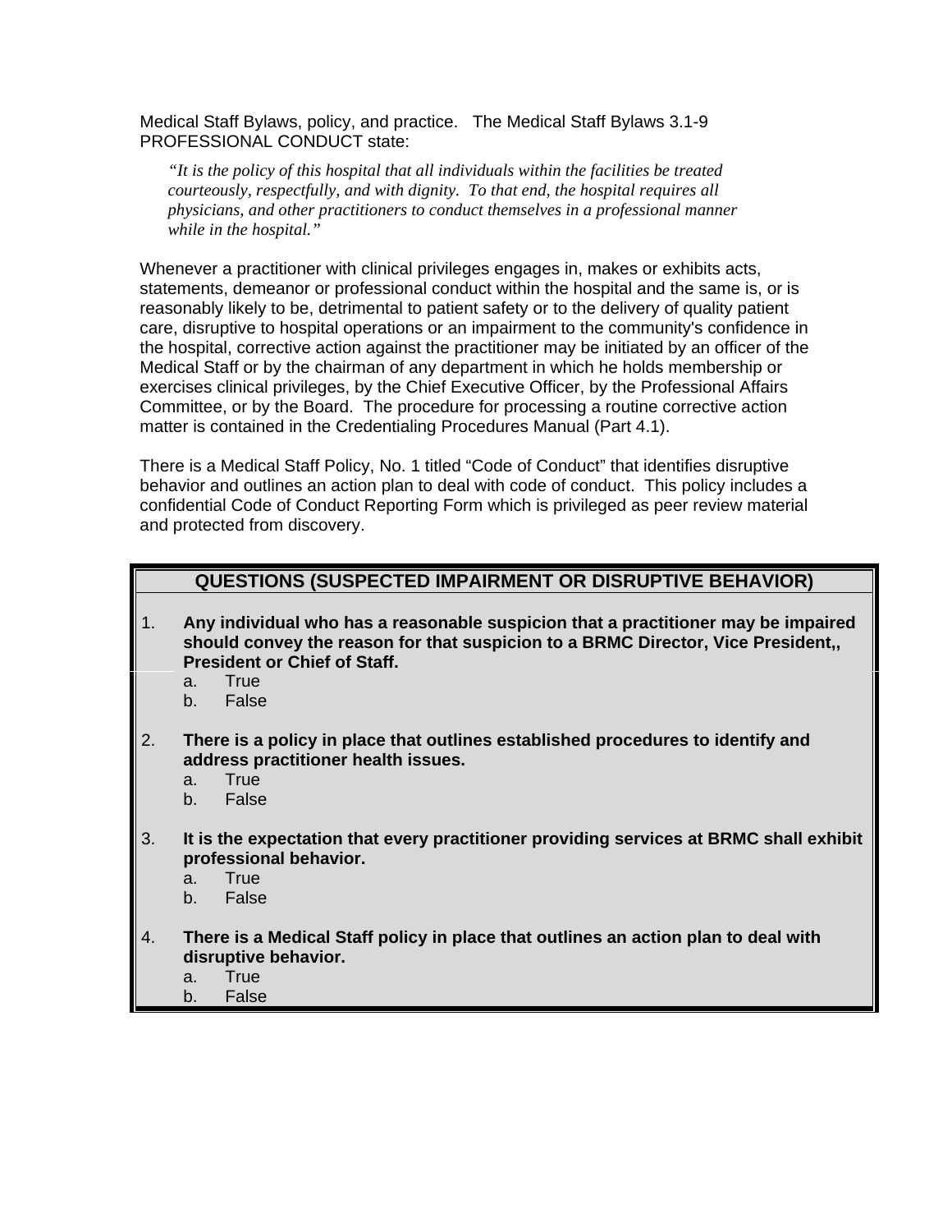Medical Staff Bylaws, policy, and practice. The Medical Staff Bylaws 3.1-9 PROFESSIONAL CONDUCT state:

> *"It is the policy of this hospital that all individuals within the facilities be treated courteously, respectfully, and with dignity. To that end, the hospital requires all physicians, and other practitioners to conduct themselves in a professional manner while in the hospital."*

Whenever a practitioner with clinical privileges engages in, makes or exhibits acts, statements, demeanor or professional conduct within the hospital and the same is, or is reasonably likely to be, detrimental to patient safety or to the delivery of quality patient care, disruptive to hospital operations or an impairment to the community's confidence in the hospital, corrective action against the practitioner may be initiated by an officer of the Medical Staff or by the chairman of any department in which he holds membership or exercises clinical privileges, by the Chief Executive Officer, by the Professional Affairs Committee, or by the Board. The procedure for processing a routine corrective action matter is contained in the Credentialing Procedures Manual (Part 4.1).

There is a Medical Staff Policy, No. 1 titled "Code of Conduct" that identifies disruptive behavior and outlines an action plan to deal with code of conduct. This policy includes a confidential Code of Conduct Reporting Form which is privileged as peer review material and protected from discovery.

## QUESTIONS (SUSPECTED IMPAIRMENT OR DISRUPTIVE BEHAVIOR)

1. **Any individual who has a reasonable suspicion that a practitioner may be impaired should convey the reason for that suspicion to a BRMC Director, Vice President,, President or Chief of Staff.**
   a. True
   b. False

2. **There is a policy in place that outlines established procedures to identify and address practitioner health issues.**
   a. True
   b. False

3. **It is the expectation that every practitioner providing services at BRMC shall exhibit professional behavior.**
   a. True
   b. False

4. **There is a Medical Staff policy in place that outlines an action plan to deal with disruptive behavior.**
   a. True
   b. False